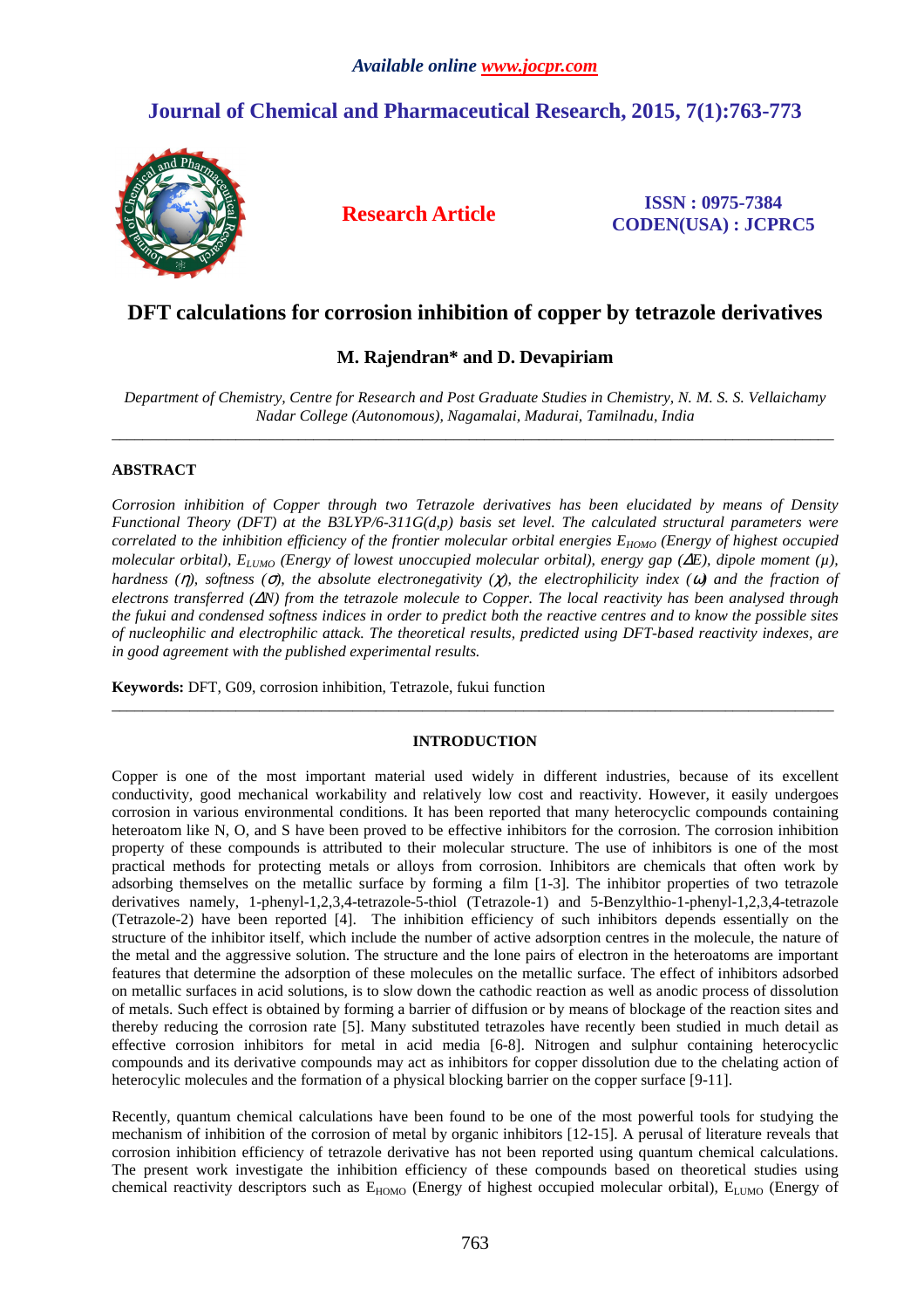*Available online www.jocpr.com*

## Journal of Chemical and Pharmaceutical Research, 2015, 7(1):763-773

**Research Article**

**ISSN : 0975-7384**
**CODEN(USA) : JCPRC5**

# DFT calculations for corrosion inhibition of copper by tetrazole derivatives

**M. Rajendran* and D. Devapiriam**

*Department of Chemistry, Centre for Research and Post Graduate Studies in Chemistry, N. M. S. S. Vellaichamy Nadar College (Autonomous), Nagamalai, Madurai, Tamilnadu, India*

---

## ABSTRACT

*Corrosion inhibition of Copper through two Tetrazole derivatives has been elucidated by means of Density Functional Theory (DFT) at the B3LYP/6-311G(d,p) basis set level. The calculated structural parameters were correlated to the inhibition efficiency of the frontier molecular orbital energies $E_{HOMO}$ (Energy of highest occupied molecular orbital), $E_{LUMO}$ (Energy of lowest unoccupied molecular orbital), energy gap ($\Delta E$), dipole moment ($\mu$), hardness ($\eta$), softness ($\sigma$), the absolute electronegativity ($\chi$), the electrophilicity index ($\omega$) and the fraction of electrons transferred ($\Delta N$) from the tetrazole molecule to Copper. The local reactivity has been analysed through the fukui and condensed softness indices in order to predict both the reactive centres and to know the possible sites of nucleophilic and electrophilic attack. The theoretical results, predicted using DFT-based reactivity indexes, are in good agreement with the published experimental results.*

**Keywords:** DFT, G09, corrosion inhibition, Tetrazole, fukui function

---

## INTRODUCTION

Copper is one of the most important material used widely in different industries, because of its excellent conductivity, good mechanical workability and relatively low cost and reactivity. However, it easily undergoes corrosion in various environmental conditions. It has been reported that many heterocyclic compounds containing heteroatom like N, O, and S have been proved to be effective inhibitors for the corrosion. The corrosion inhibition property of these compounds is attributed to their molecular structure. The use of inhibitors is one of the most practical methods for protecting metals or alloys from corrosion. Inhibitors are chemicals that often work by adsorbing themselves on the metallic surface by forming a film [1-3]. The inhibitor properties of two tetrazole derivatives namely, 1-phenyl-1,2,3,4-tetrazole-5-thiol (Tetrazole-1) and 5-Benzylthio-1-phenyl-1,2,3,4-tetrazole (Tetrazole-2) have been reported [4]. The inhibition efficiency of such inhibitors depends essentially on the structure of the inhibitor itself, which include the number of active adsorption centres in the molecule, the nature of the metal and the aggressive solution. The structure and the lone pairs of electron in the heteroatoms are important features that determine the adsorption of these molecules on the metallic surface. The effect of inhibitors adsorbed on metallic surfaces in acid solutions, is to slow down the cathodic reaction as well as anodic process of dissolution of metals. Such effect is obtained by forming a barrier of diffusion or by means of blockage of the reaction sites and thereby reducing the corrosion rate [5]. Many substituted tetrazoles have recently been studied in much detail as effective corrosion inhibitors for metal in acid media [6-8]. Nitrogen and sulphur containing heterocyclic compounds and its derivative compounds may act as inhibitors for copper dissolution due to the chelating action of heterocylic molecules and the formation of a physical blocking barrier on the copper surface [9-11].

Recently, quantum chemical calculations have been found to be one of the most powerful tools for studying the mechanism of inhibition of the corrosion of metal by organic inhibitors [12-15]. A perusal of literature reveals that corrosion inhibition efficiency of tetrazole derivative has not been reported using quantum chemical calculations. The present work investigate the inhibition efficiency of these compounds based on theoretical studies using chemical reactivity descriptors such as $E_{HOMO}$ (Energy of highest occupied molecular orbital), $E_{LUMO}$ (Energy of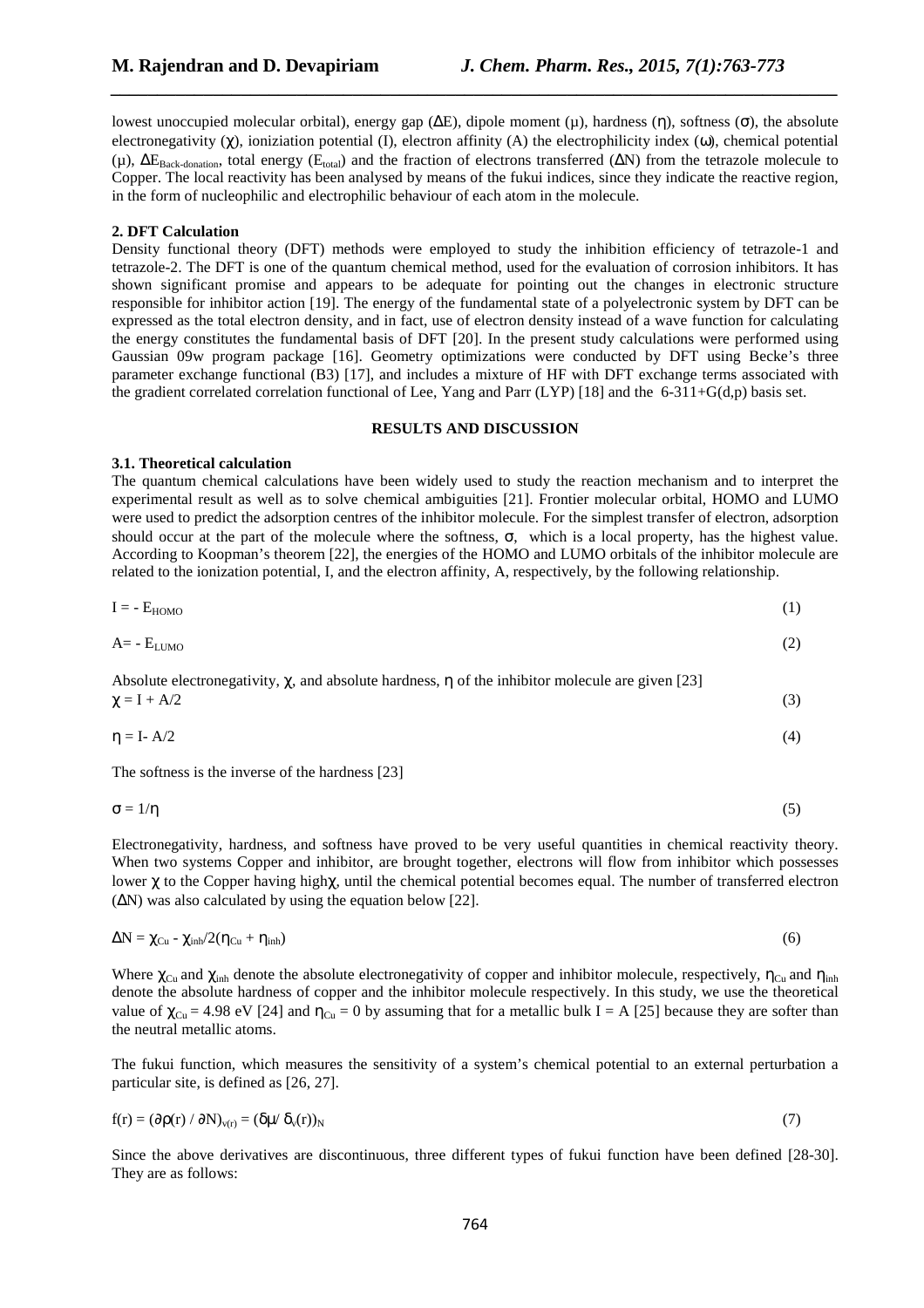lowest unoccupied molecular orbital), energy gap ($\Delta E$), dipole moment ($\mu$), hardness ($\eta$), softness ($\sigma$), the absolute electronegativity ($\chi$), ioniziation potential (I), electron affinity (A) the electrophilicity index ($\omega$), chemical potential ($\mu$), $\Delta E_{Back\text{-}donation}$, total energy ($E_{total}$) and the fraction of electrons transferred ($\Delta N$) from the tetrazole molecule to Copper. The local reactivity has been analysed by means of the fukui indices, since they indicate the reactive region, in the form of nucleophilic and electrophilic behaviour of each atom in the molecule.

**2. DFT Calculation**

Density functional theory (DFT) methods were employed to study the inhibition efficiency of tetrazole-1 and tetrazole-2. The DFT is one of the quantum chemical method, used for the evaluation of corrosion inhibitors. It has shown significant promise and appears to be adequate for pointing out the changes in electronic structure responsible for inhibitor action [19]. The energy of the fundamental state of a polyelectronic system by DFT can be expressed as the total electron density, and in fact, use of electron density instead of a wave function for calculating the energy constitutes the fundamental basis of DFT [20]. In the present study calculations were performed using Gaussian 09w program package [16]. Geometry optimizations were conducted by DFT using Becke's three parameter exchange functional (B3) [17], and includes a mixture of HF with DFT exchange terms associated with the gradient correlated correlation functional of Lee, Yang and Parr (LYP) [18] and the 6-311+G(d,p) basis set.

## RESULTS AND DISCUSSION

**3.1. Theoretical calculation**

The quantum chemical calculations have been widely used to study the reaction mechanism and to interpret the experimental result as well as to solve chemical ambiguities [21]. Frontier molecular orbital, HOMO and LUMO were used to predict the adsorption centres of the inhibitor molecule. For the simplest transfer of electron, adsorption should occur at the part of the molecule where the softness, $\sigma$, which is a local property, has the highest value. According to Koopman's theorem [22], the energies of the HOMO and LUMO orbitals of the inhibitor molecule are related to the ionization potential, I, and the electron affinity, A, respectively, by the following relationship.

$$I = - E_{HOMO} \tag{1}$$

$$A = - E_{LUMO} \tag{2}$$

Absolute electronegativity, $\chi$, and absolute hardness, $\eta$ of the inhibitor molecule are given [23]

$$\chi = I + A/2 \tag{3}$$

$$\eta = I - A/2 \tag{4}$$

The softness is the inverse of the hardness [23]

$$\sigma = 1/\eta \tag{5}$$

Electronegativity, hardness, and softness have proved to be very useful quantities in chemical reactivity theory. When two systems Copper and inhibitor, are brought together, electrons will flow from inhibitor which possesses lower $\chi$ to the Copper having high$\chi$, until the chemical potential becomes equal. The number of transferred electron ($\Delta N$) was also calculated by using the equation below [22].

$$\Delta N = \chi_{Cu} - \chi_{inh}/2(\eta_{Cu} + \eta_{inh}) \tag{6}$$

Where $\chi_{Cu}$ and $\chi_{inh}$ denote the absolute electronegativity of copper and inhibitor molecule, respectively, $\eta_{Cu}$ and $\eta_{inh}$ denote the absolute hardness of copper and the inhibitor molecule respectively. In this study, we use the theoretical value of $\chi_{Cu} = 4.98$ eV [24] and $\eta_{Cu} = 0$ by assuming that for a metallic bulk I = A [25] because they are softer than the neutral metallic atoms.

The fukui function, which measures the sensitivity of a system's chemical potential to an external perturbation a particular site, is defined as [26, 27].

$$f(r) = (\partial\rho(r) / \partial N)_{v(r)} = (\delta\mu / \delta_v(r))_N \tag{7}$$

Since the above derivatives are discontinuous, three different types of fukui function have been defined [28-30]. They are as follows: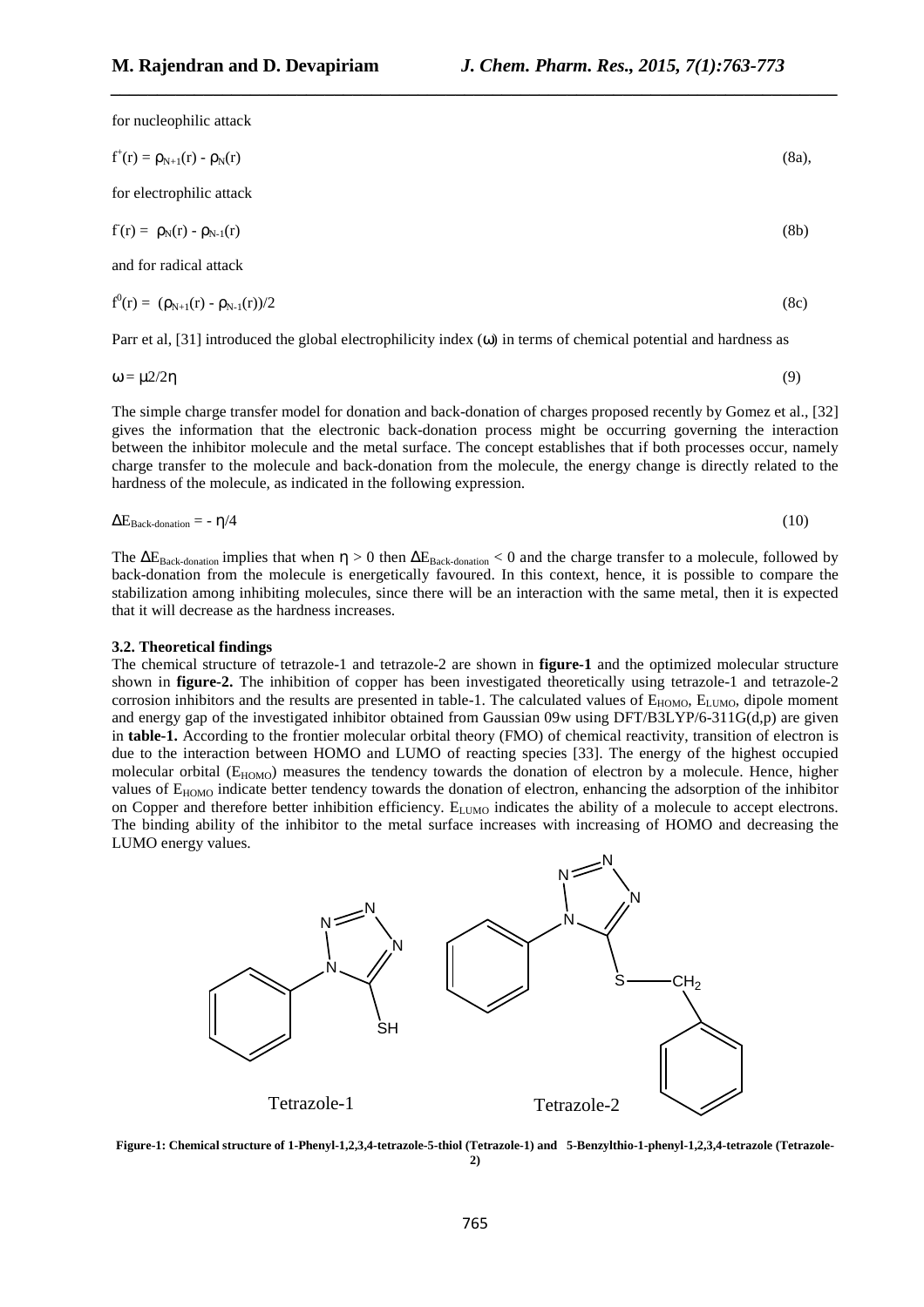for nucleophilic attack

$$f^{+}(r) = \rho_{N+1}(r) - \rho_{N}(r) \tag{8a}$$

for electrophilic attack

$$f^{-}(r) = \rho_{N}(r) - \rho_{N-1}(r) \tag{8b}$$

and for radical attack

$$f^{0}(r) = (\rho_{N+1}(r) - \rho_{N-1}(r))/2 \tag{8c}$$

Parr et al, [31] introduced the global electrophilicity index ($\omega$) in terms of chemical potential and hardness as

$$\omega = \mu 2/2\eta \tag{9}$$

The simple charge transfer model for donation and back-donation of charges proposed recently by Gomez et al., [32] gives the information that the electronic back-donation process might be occurring governing the interaction between the inhibitor molecule and the metal surface. The concept establishes that if both processes occur, namely charge transfer to the molecule and back-donation from the molecule, the energy change is directly related to the hardness of the molecule, as indicated in the following expression.

$$\Delta E_{Back\text{-}donation} = -\eta/4 \tag{10}$$

The $\Delta E_{Back\text{-}donation}$ implies that when $\eta > 0$ then $\Delta E_{Back\text{-}donation} < 0$ and the charge transfer to a molecule, followed by back-donation from the molecule is energetically favoured. In this context, hence, it is possible to compare the stabilization among inhibiting molecules, since there will be an interaction with the same metal, then it is expected that it will decrease as the hardness increases.

### 3.2. Theoretical findings

The chemical structure of tetrazole-1 and tetrazole-2 are shown in **figure-1** and the optimized molecular structure shown in **figure-2.** The inhibition of copper has been investigated theoretically using tetrazole-1 and tetrazole-2 corrosion inhibitors and the results are presented in table-1. The calculated values of $E_{HOMO}$, $E_{LUMO}$, dipole moment and energy gap of the investigated inhibitor obtained from Gaussian 09w using DFT/B3LYP/6-311G(d,p) are given in **table-1.** According to the frontier molecular orbital theory (FMO) of chemical reactivity, transition of electron is due to the interaction between HOMO and LUMO of reacting species [33]. The energy of the highest occupied molecular orbital ($E_{HOMO}$) measures the tendency towards the donation of electron by a molecule. Hence, higher values of $E_{HOMO}$ indicate better tendency towards the donation of electron, enhancing the adsorption of the inhibitor on Copper and therefore better inhibition efficiency. $E_{LUMO}$ indicates the ability of a molecule to accept electrons. The binding ability of the inhibitor to the metal surface increases with increasing of HOMO and decreasing the LUMO energy values.

Tetrazole-1 &nbsp;&nbsp;&nbsp;&nbsp; Tetrazole-2

**Figure-1: Chemical structure of 1-Phenyl-1,2,3,4-tetrazole-5-thiol (Tetrazole-1) and 5-Benzylthio-1-phenyl-1,2,3,4-tetrazole (Tetrazole-2)**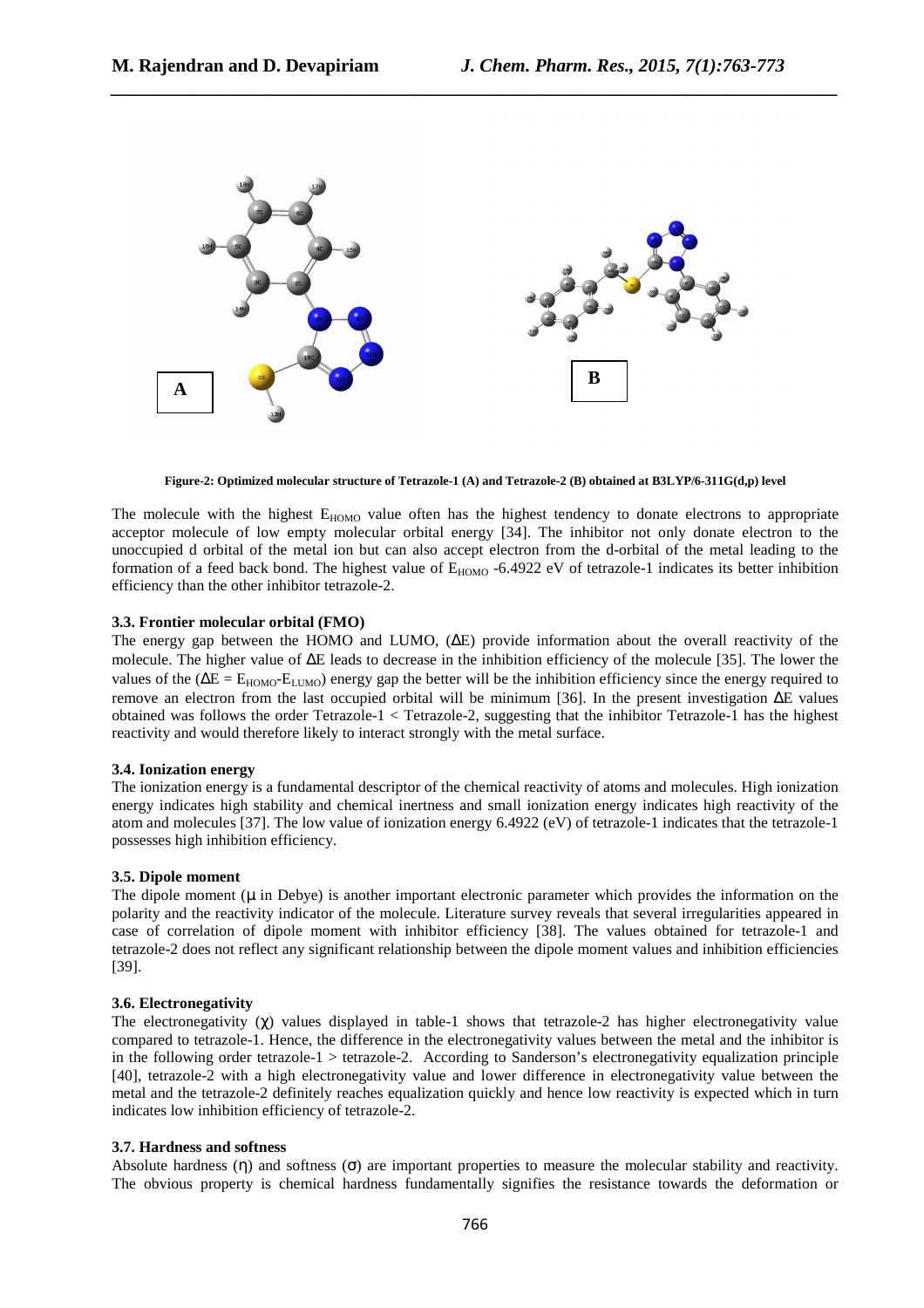**Figure-2: Optimized molecular structure of Tetrazole-1 (A) and Tetrazole-2 (B) obtained at B3LYP/6-311G(d,p) level**

The molecule with the highest $E_{HOMO}$ value often has the highest tendency to donate electrons to appropriate acceptor molecule of low empty molecular orbital energy [34]. The inhibitor not only donate electron to the unoccupied d orbital of the metal ion but can also accept electron from the d-orbital of the metal leading to the formation of a feed back bond. The highest value of $E_{HOMO}$ -6.4922 eV of tetrazole-1 indicates its better inhibition efficiency than the other inhibitor tetrazole-2.

### 3.3. Frontier molecular orbital (FMO)

The energy gap between the HOMO and LUMO, (ΔE) provide information about the overall reactivity of the molecule. The higher value of ΔE leads to decrease in the inhibition efficiency of the molecule [35]. The lower the values of the ($\Delta E = E_{HOMO}$-$E_{LUMO}$) energy gap the better will be the inhibition efficiency since the energy required to remove an electron from the last occupied orbital will be minimum [36]. In the present investigation ΔE values obtained was follows the order Tetrazole-1 < Tetrazole-2, suggesting that the inhibitor Tetrazole-1 has the highest reactivity and would therefore likely to interact strongly with the metal surface.

### 3.4. Ionization energy

The ionization energy is a fundamental descriptor of the chemical reactivity of atoms and molecules. High ionization energy indicates high stability and chemical inertness and small ionization energy indicates high reactivity of the atom and molecules [37]. The low value of ionization energy 6.4922 (eV) of tetrazole-1 indicates that the tetrazole-1 possesses high inhibition efficiency.

### 3.5. Dipole moment

The dipole moment (μ in Debye) is another important electronic parameter which provides the information on the polarity and the reactivity indicator of the molecule. Literature survey reveals that several irregularities appeared in case of correlation of dipole moment with inhibitor efficiency [38]. The values obtained for tetrazole-1 and tetrazole-2 does not reflect any significant relationship between the dipole moment values and inhibition efficiencies [39].

### 3.6. Electronegativity

The electronegativity (χ) values displayed in table-1 shows that tetrazole-2 has higher electronegativity value compared to tetrazole-1. Hence, the difference in the electronegativity values between the metal and the inhibitor is in the following order tetrazole-1 > tetrazole-2. According to Sanderson's electronegativity equalization principle [40], tetrazole-2 with a high electronegativity value and lower difference in electronegativity value between the metal and the tetrazole-2 definitely reaches equalization quickly and hence low reactivity is expected which in turn indicates low inhibition efficiency of tetrazole-2.

### 3.7. Hardness and softness

Absolute hardness (η) and softness (σ) are important properties to measure the molecular stability and reactivity. The obvious property is chemical hardness fundamentally signifies the resistance towards the deformation or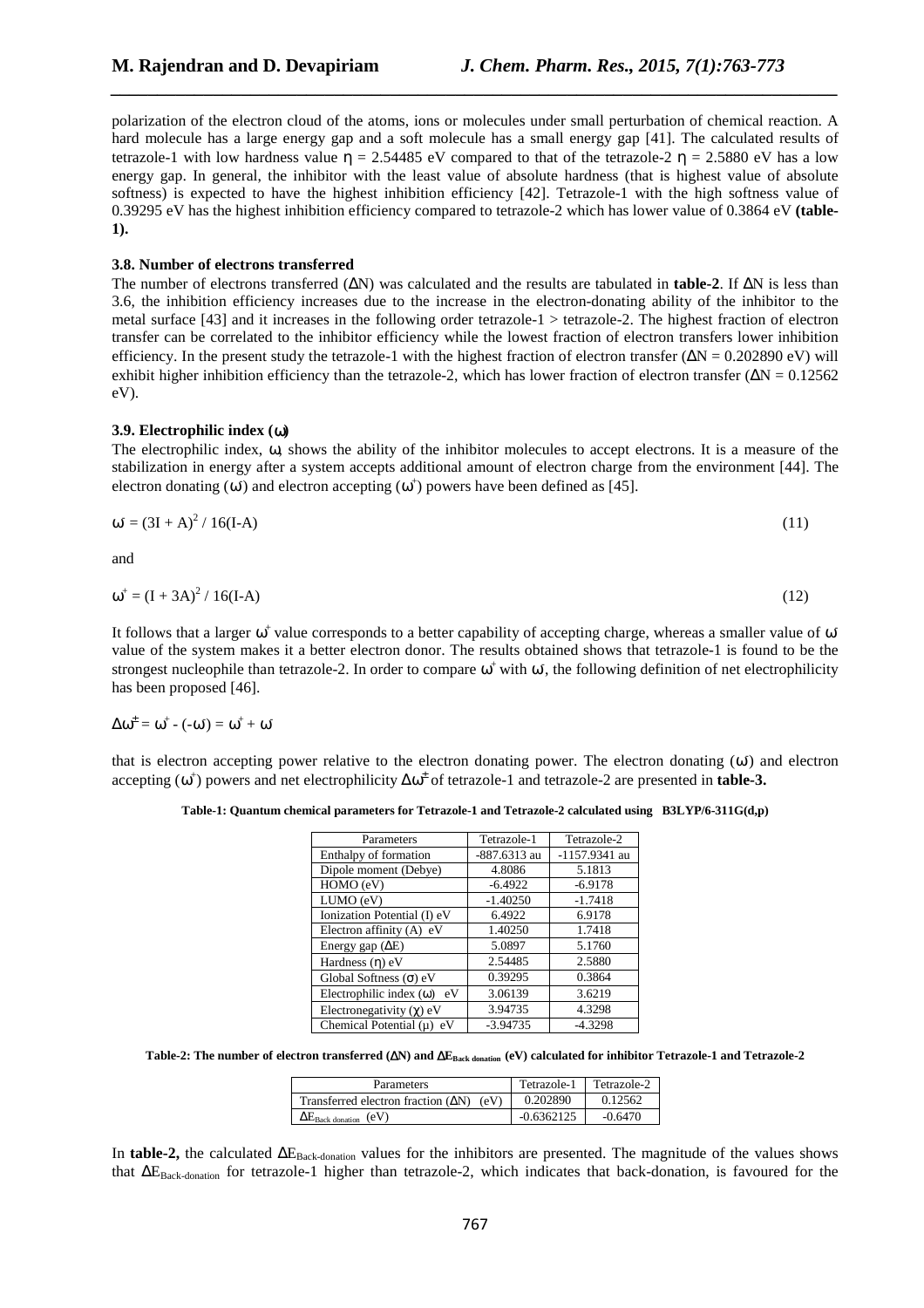polarization of the electron cloud of the atoms, ions or molecules under small perturbation of chemical reaction. A hard molecule has a large energy gap and a soft molecule has a small energy gap [41]. The calculated results of tetrazole-1 with low hardness value $\eta$ = 2.54485 eV compared to that of the tetrazole-2 $\eta$ = 2.5880 eV has a low energy gap. In general, the inhibitor with the least value of absolute hardness (that is highest value of absolute softness) is expected to have the highest inhibition efficiency [42]. Tetrazole-1 with the high softness value of 0.39295 eV has the highest inhibition efficiency compared to tetrazole-2 which has lower value of 0.3864 eV **(table-1).**

### 3.8. Number of electrons transferred

The number of electrons transferred ($\Delta$N) was calculated and the results are tabulated in **table-2**. If $\Delta$N is less than 3.6, the inhibition efficiency increases due to the increase in the electron-donating ability of the inhibitor to the metal surface [43] and it increases in the following order tetrazole-1 > tetrazole-2. The highest fraction of electron transfer can be correlated to the inhibitor efficiency while the lowest fraction of electron transfers lower inhibition efficiency. In the present study the tetrazole-1 with the highest fraction of electron transfer ($\Delta$N = 0.202890 eV) will exhibit higher inhibition efficiency than the tetrazole-2, which has lower fraction of electron transfer ($\Delta$N = 0.12562 eV).

### 3.9. Electrophilic index ($\omega$)

The electrophilic index, $\omega$, shows the ability of the inhibitor molecules to accept electrons. It is a measure of the stabilization in energy after a system accepts additional amount of electron charge from the environment [44]. The electron donating ($\omega^-$) and electron accepting ($\omega^+$) powers have been defined as [45].

$$\omega^- = (3I + A)^2 / 16(I-A) \tag{11}$$

and

$$\omega^+ = (I + 3A)^2 / 16(I-A) \tag{12}$$

It follows that a larger $\omega^+$ value corresponds to a better capability of accepting charge, whereas a smaller value of $\omega^-$ value of the system makes it a better electron donor. The results obtained shows that tetrazole-1 is found to be the strongest nucleophile than tetrazole-2. In order to compare $\omega^+$ with $\omega^-$, the following definition of net electrophilicity has been proposed [46].

$$\Delta\omega^{\pm} = \omega^+ - (-\omega^-) = \omega^+ + \omega^-$$

that is electron accepting power relative to the electron donating power. The electron donating ($\omega^-$) and electron accepting ($\omega^+$) powers and net electrophilicity $\Delta\omega^{\pm}$ of tetrazole-1 and tetrazole-2 are presented in **table-3.**

**Table-1: Quantum chemical parameters for Tetrazole-1 and Tetrazole-2 calculated using B3LYP/6-311G(d,p)**

| Parameters | Tetrazole-1 | Tetrazole-2 |
|---|---|---|
| Enthalpy of formation | -887.6313 au | -1157.9341 au |
| Dipole moment (Debye) | 4.8086 | 5.1813 |
| HOMO (eV) | -6.4922 | -6.9178 |
| LUMO (eV) | -1.40250 | -1.7418 |
| Ionization Potential (I) eV | 6.4922 | 6.9178 |
| Electron affinity (A) eV | 1.40250 | 1.7418 |
| Energy gap ($\Delta$E) | 5.0897 | 5.1760 |
| Hardness ($\eta$) eV | 2.54485 | 2.5880 |
| Global Softness ($\sigma$) eV | 0.39295 | 0.3864 |
| Electrophilic index ($\omega$) eV | 3.06139 | 3.6219 |
| Electronegativity ($\chi$) eV | 3.94735 | 4.3298 |
| Chemical Potential ($\mu$) eV | -3.94735 | -4.3298 |

**Table-2: The number of electron transferred ($\Delta$N) and $\Delta E_{Back\ donation}$ (eV) calculated for inhibitor Tetrazole-1 and Tetrazole-2**

| Parameters | Tetrazole-1 | Tetrazole-2 |
|---|---|---|
| Transferred electron fraction ($\Delta$N) (eV) | 0.202890 | 0.12562 |
| $\Delta E_{Back\ donation}$ (eV) | -0.6362125 | -0.6470 |

In **table-2,** the calculated $\Delta E_{Back-donation}$ values for the inhibitors are presented. The magnitude of the values shows that $\Delta E_{Back-donation}$ for tetrazole-1 higher than tetrazole-2, which indicates that back-donation, is favoured for the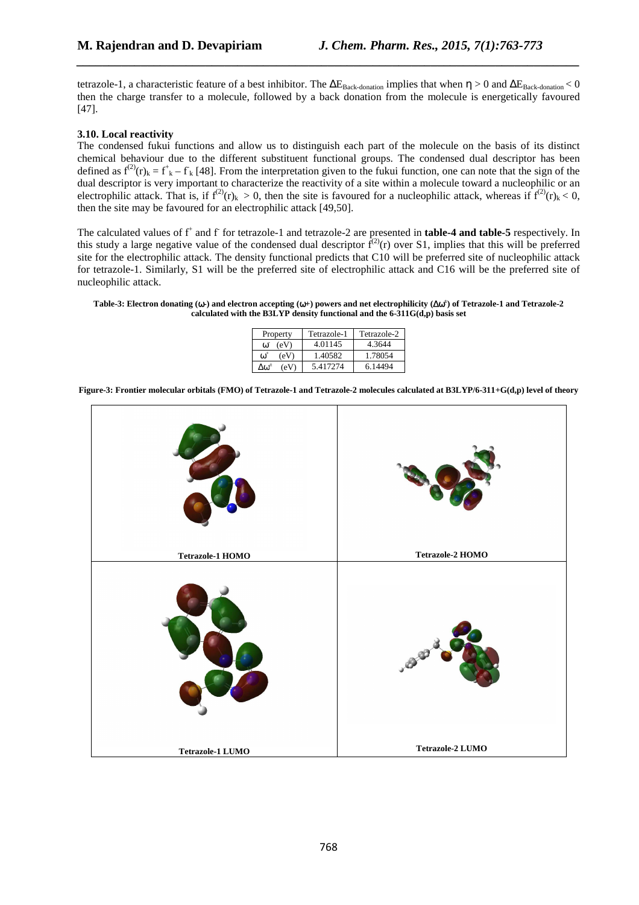tetrazole-1, a characteristic feature of a best inhibitor. The $\Delta E_{Back\text{-}donation}$ implies that when $\eta > 0$ and $\Delta E_{Back\text{-}donation} < 0$ then the charge transfer to a molecule, followed by a back donation from the molecule is energetically favoured [47].

### 3.10. Local reactivity

The condensed fukui functions and allow us to distinguish each part of the molecule on the basis of its distinct chemical behaviour due to the different substituent functional groups. The condensed dual descriptor has been defined as $f^{(2)}(r)_k = f^+_k - f^-_k$ [48]. From the interpretation given to the fukui function, one can note that the sign of the dual descriptor is very important to characterize the reactivity of a site within a molecule toward a nucleophilic or an electrophilic attack. That is, if $f^{(2)}(r)_k > 0$, then the site is favoured for a nucleophilic attack, whereas if $f^{(2)}(r)_k < 0$, then the site may be favoured for an electrophilic attack [49,50].

The calculated values of $f^+$ and $f^-$ for tetrazole-1 and tetrazole-2 are presented in **table-4 and table-5** respectively. In this study a large negative value of the condensed dual descriptor $f^{(2)}(r)$ over S1, implies that this will be preferred site for the electrophilic attack. The density functional predicts that C10 will be preferred site of nucleophilic attack for tetrazole-1. Similarly, S1 will be the preferred site of electrophilic attack and C16 will be the preferred site of nucleophilic attack.

**Table-3: Electron donating ($\omega$-) and electron accepting ($\omega$+) powers and net electrophilicity ($\Delta\omega^{\pm}$) of Tetrazole-1 and Tetrazole-2 calculated with the B3LYP density functional and the 6-311G(d,p) basis set**

| Property | Tetrazole-1 | Tetrazole-2 |
|---|---|---|
| $\omega^-$ (eV) | 4.01145 | 4.3644 |
| $\omega^+$ (eV) | 1.40582 | 1.78054 |
| $\Delta\omega^{\pm}$ (eV) | 5.417274 | 6.14494 |

**Figure-3: Frontier molecular orbitals (FMO) of Tetrazole-1 and Tetrazole-2 molecules calculated at B3LYP/6-311+G(d,p) level of theory**

| Tetrazole-1 HOMO | Tetrazole-2 HOMO |
|---|---|
| Tetrazole-1 LUMO | Tetrazole-2 LUMO |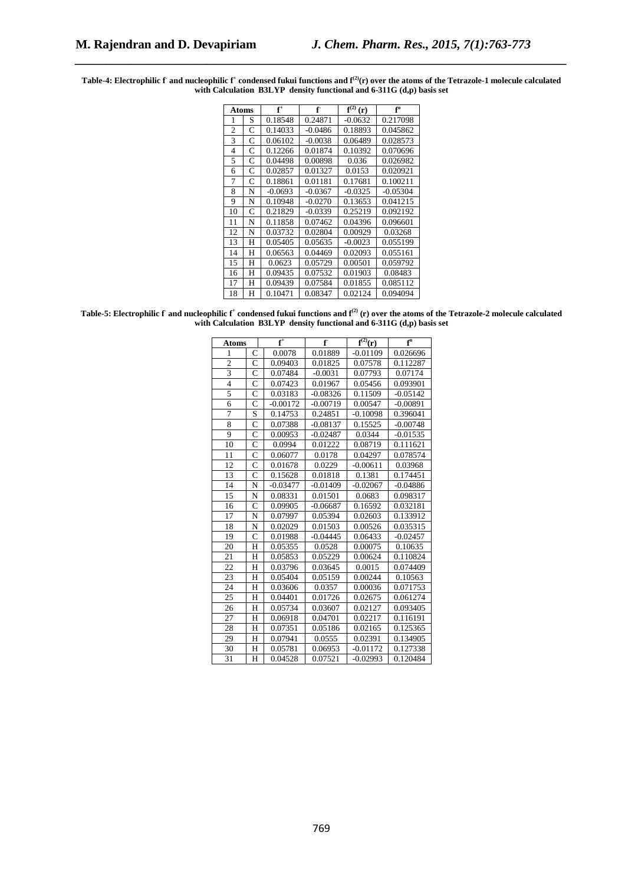**Table-4: Electrophilic $f^-$ and nucleophilic $f^+$ condensed fukui functions and $f^{(2)}(r)$ over the atoms of the Tetrazole-1 molecule calculated with Calculation B3LYP density functional and 6-311G (d,p) basis set**

| Atoms | | $f^+$ | $f^-$ | $f^{(2)}$ (r) | $f^o$ |
|---|---|---|---|---|---|
| 1 | S | 0.18548 | 0.24871 | -0.0632 | 0.217098 |
| 2 | C | 0.14033 | -0.0486 | 0.18893 | 0.045862 |
| 3 | C | 0.06102 | -0.0038 | 0.06489 | 0.028573 |
| 4 | C | 0.12266 | 0.01874 | 0.10392 | 0.070696 |
| 5 | C | 0.04498 | 0.00898 | 0.036 | 0.026982 |
| 6 | C | 0.02857 | 0.01327 | 0.0153 | 0.020921 |
| 7 | C | 0.18861 | 0.01181 | 0.17681 | 0.100211 |
| 8 | N | -0.0693 | -0.0367 | -0.0325 | -0.05304 |
| 9 | N | 0.10948 | -0.0270 | 0.13653 | 0.041215 |
| 10 | C | 0.21829 | -0.0339 | 0.25219 | 0.092192 |
| 11 | N | 0.11858 | 0.07462 | 0.04396 | 0.096601 |
| 12 | N | 0.03732 | 0.02804 | 0.00929 | 0.03268 |
| 13 | H | 0.05405 | 0.05635 | -0.0023 | 0.055199 |
| 14 | H | 0.06563 | 0.04469 | 0.02093 | 0.055161 |
| 15 | H | 0.0623 | 0.05729 | 0.00501 | 0.059792 |
| 16 | H | 0.09435 | 0.07532 | 0.01903 | 0.08483 |
| 17 | H | 0.09439 | 0.07584 | 0.01855 | 0.085112 |
| 18 | H | 0.10471 | 0.08347 | 0.02124 | 0.094094 |

**Table-5: Electrophilic $f^-$ and nucleophilic $f^+$ condensed fukui functions and $f^{(2)}$ (r) over the atoms of the Tetrazole-2 molecule calculated with Calculation B3LYP density functional and 6-311G (d,p) basis set**

| Atoms | | $f^+$ | $f^-$ | $f^{(2)}$(r) | $f^o$ |
|---|---|---|---|---|---|
| 1 | C | 0.0078 | 0.01889 | -0.01109 | 0.026696 |
| 2 | C | 0.09403 | 0.01825 | 0.07578 | 0.112287 |
| 3 | C | 0.07484 | -0.0031 | 0.07793 | 0.07174 |
| 4 | C | 0.07423 | 0.01967 | 0.05456 | 0.093901 |
| 5 | C | 0.03183 | -0.08326 | 0.11509 | -0.05142 |
| 6 | C | -0.00172 | -0.00719 | 0.00547 | -0.00891 |
| 7 | S | 0.14753 | 0.24851 | -0.10098 | 0.396041 |
| 8 | C | 0.07388 | -0.08137 | 0.15525 | -0.00748 |
| 9 | C | 0.00953 | -0.02487 | 0.0344 | -0.01535 |
| 10 | C | 0.0994 | 0.01222 | 0.08719 | 0.111621 |
| 11 | C | 0.06077 | 0.0178 | 0.04297 | 0.078574 |
| 12 | C | 0.01678 | 0.0229 | -0.00611 | 0.03968 |
| 13 | C | 0.15628 | 0.01818 | 0.1381 | 0.174451 |
| 14 | N | -0.03477 | -0.01409 | -0.02067 | -0.04886 |
| 15 | N | 0.08331 | 0.01501 | 0.0683 | 0.098317 |
| 16 | C | 0.09905 | -0.06687 | 0.16592 | 0.032181 |
| 17 | N | 0.07997 | 0.05394 | 0.02603 | 0.133912 |
| 18 | N | 0.02029 | 0.01503 | 0.00526 | 0.035315 |
| 19 | C | 0.01988 | -0.04445 | 0.06433 | -0.02457 |
| 20 | H | 0.05355 | 0.0528 | 0.00075 | 0.10635 |
| 21 | H | 0.05853 | 0.05229 | 0.00624 | 0.110824 |
| 22 | H | 0.03796 | 0.03645 | 0.0015 | 0.074409 |
| 23 | H | 0.05404 | 0.05159 | 0.00244 | 0.10563 |
| 24 | H | 0.03606 | 0.0357 | 0.00036 | 0.071753 |
| 25 | H | 0.04401 | 0.01726 | 0.02675 | 0.061274 |
| 26 | H | 0.05734 | 0.03607 | 0.02127 | 0.093405 |
| 27 | H | 0.06918 | 0.04701 | 0.02217 | 0.116191 |
| 28 | H | 0.07351 | 0.05186 | 0.02165 | 0.125365 |
| 29 | H | 0.07941 | 0.0555 | 0.02391 | 0.134905 |
| 30 | H | 0.05781 | 0.06953 | -0.01172 | 0.127338 |
| 31 | H | 0.04528 | 0.07521 | -0.02993 | 0.120484 |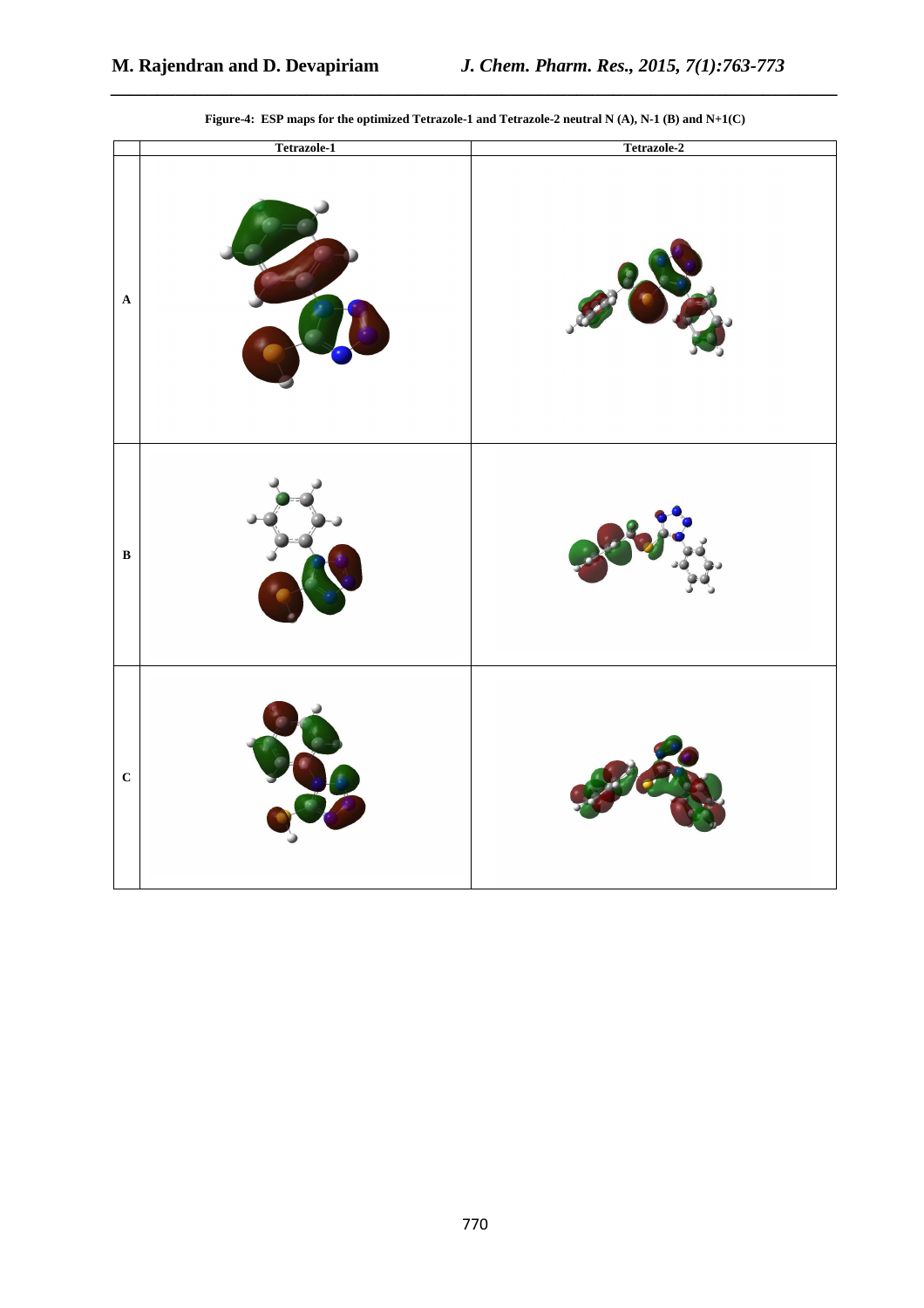**Figure-4: ESP maps for the optimized Tetrazole-1 and Tetrazole-2 neutral N (A), N-1 (B) and N+1(C)**

| | Tetrazole-1 | Tetrazole-2 |
|---|---|---|
| A | | |
| B | | |
| C | | |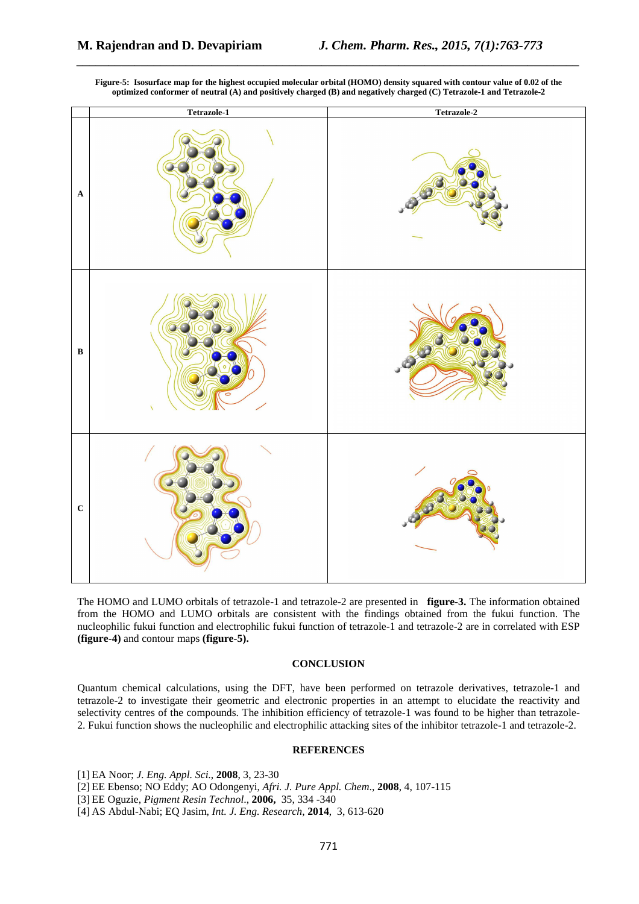**Figure-5: Isosurface map for the highest occupied molecular orbital (HOMO) density squared with contour value of 0.02 of the optimized conformer of neutral (A) and positively charged (B) and negatively charged (C) Tetrazole-1 and Tetrazole-2**

| | Tetrazole-1 | Tetrazole-2 |
|---|---|---|
| A | | |
| B | | |
| C | | |

The HOMO and LUMO orbitals of tetrazole-1 and tetrazole-2 are presented in **figure-3.** The information obtained from the HOMO and LUMO orbitals are consistent with the findings obtained from the fukui function. The nucleophilic fukui function and electrophilic fukui function of tetrazole-1 and tetrazole-2 are in correlated with ESP **(figure-4)** and contour maps **(figure-5).**

## CONCLUSION

Quantum chemical calculations, using the DFT, have been performed on tetrazole derivatives, tetrazole-1 and tetrazole-2 to investigate their geometric and electronic properties in an attempt to elucidate the reactivity and selectivity centres of the compounds. The inhibition efficiency of tetrazole-1 was found to be higher than tetrazole-2. Fukui function shows the nucleophilic and electrophilic attacking sites of the inhibitor tetrazole-1 and tetrazole-2.

## REFERENCES

[1] EA Noor; *J. Eng. Appl. Sci.*, **2008**, 3, 23-30

[2] EE Ebenso; NO Eddy; AO Odongenyi, *Afri. J. Pure Appl. Chem.*, **2008**, 4, 107-115

[3] EE Oguzie, *Pigment Resin Technol.*, **2006,** 35, 334 -340

[4] AS Abdul-Nabi; EQ Jasim, *Int. J. Eng. Research*, **2014**, 3, 613-620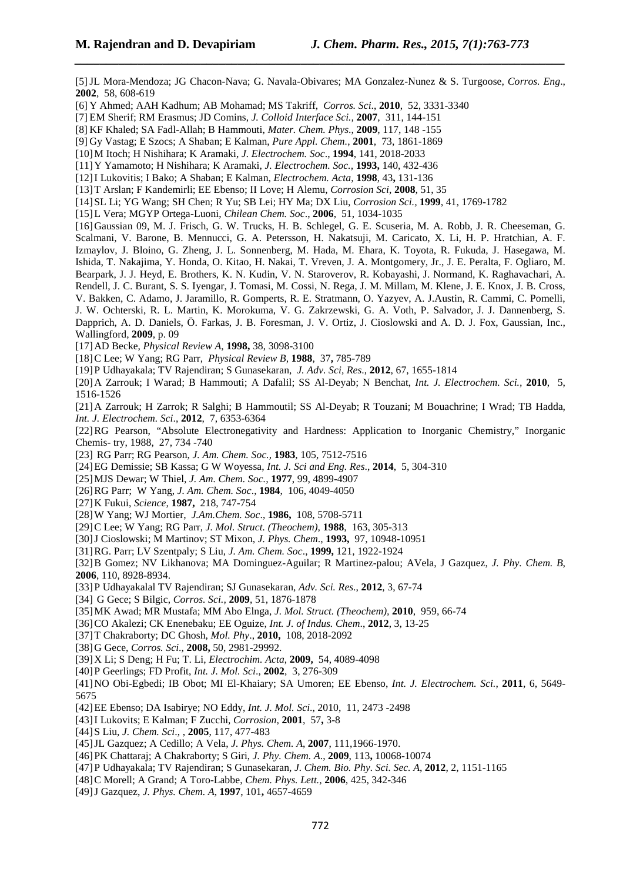[5] JL Mora-Mendoza; JG Chacon-Nava; G. Navala-Obivares; MA Gonzalez-Nunez & S. Turgoose, *Corros. Eng*., **2002**, 58, 608-619

[6] Y Ahmed; AAH Kadhum; AB Mohamad; MS Takriff, *Corros. Sci*., **2010**, 52, 3331-3340

[7] EM Sherif; RM Erasmus; JD Comins, *J. Colloid Interface Sci.*, **2007**, 311, 144-151

[8] KF Khaled; SA Fadl-Allah; B Hammouti, *Mater. Chem. Phys*., **2009**, 117, 148 -155

[9] Gy Vastag; E Szocs; A Shaban; E Kalman, *Pure Appl. Chem.*, **2001**, 73, 1861-1869

[10] M Itoch; H Nishihara; K Aramaki, *J. Electrochem. Soc*., **1994**, 141, 2018-2033

[11] Y Yamamoto; H Nishihara; K Aramaki, *J. Electrochem. Soc.*, **1993,** 140, 432-436

[12] I Lukovitis; I Bako; A Shaban; E Kalman, *Electrochem. Acta*, **1998**, 43**,** 131-136

[13] T Arslan; F Kandemirli; EE Ebenso; II Love; H Alemu, *Corrosion Sci*, **2008**, 51, 35

[14] SL Li; YG Wang; SH Chen; R Yu; SB Lei; HY Ma; DX Liu, *Corrosion Sci.*, **1999**, 41, 1769-1782

[15] L Vera; MGYP Ortega-Luoni, *Chilean Chem. Soc*., **2006**, 51, 1034-1035

[16] Gaussian 09, M. J. Frisch, G. W. Trucks, H. B. Schlegel, G. E. Scuseria, M. A. Robb, J. R. Cheeseman, G. Scalmani, V. Barone, B. Mennucci, G. A. Petersson, H. Nakatsuji, M. Caricato, X. Li, H. P. Hratchian, A. F. Izmaylov, J. Bloino, G. Zheng, J. L. Sonnenberg, M. Hada, M. Ehara, K. Toyota, R. Fukuda, J. Hasegawa, M. Ishida, T. Nakajima, Y. Honda, O. Kitao, H. Nakai, T. Vreven, J. A. Montgomery, Jr., J. E. Peralta, F. Ogliaro, M. Bearpark, J. J. Heyd, E. Brothers, K. N. Kudin, V. N. Staroverov, R. Kobayashi, J. Normand, K. Raghavachari, A. Rendell, J. C. Burant, S. S. Iyengar, J. Tomasi, M. Cossi, N. Rega, J. M. Millam, M. Klene, J. E. Knox, J. B. Cross, V. Bakken, C. Adamo, J. Jaramillo, R. Gomperts, R. E. Stratmann, O. Yazyev, A. J.Austin, R. Cammi, C. Pomelli, J. W. Ochterski, R. L. Martin, K. Morokuma, V. G. Zakrzewski, G. A. Voth, P. Salvador, J. J. Dannenberg, S. Dapprich, A. D. Daniels, Ö. Farkas, J. B. Foresman, J. V. Ortiz, J. Cioslowski and A. D. J. Fox, Gaussian, Inc., Wallingford, **2009**, p. 09

[17] AD Becke, *Physical Review A*, **1998,** 38, 3098-3100

[18] C Lee; W Yang; RG Parr, *Physical Review B*, **1988**, 37**,** 785-789

[19] P Udhayakala; TV Rajendiran; S Gunasekaran, *J. Adv. Sci, Res*., **2012**, 67, 1655-1814

[20] A Zarrouk; I Warad; B Hammouti; A Dafalil; SS Al-Deyab; N Benchat, *Int. J. Electrochem. Sci.*, **2010**, 5, 1516-1526

[21] A Zarrouk; H Zarrok; R Salghi; B Hammoutil; SS Al-Deyab; R Touzani; M Bouachrine; I Wrad; TB Hadda, *Int. J. Electrochem. Sci*., **2012**, 7, 6353-6364

[22] RG Pearson, "Absolute Electronegativity and Hardness: Application to Inorganic Chemistry," Inorganic Chemis- try, 1988, 27, 734 -740

[23] RG Parr; RG Pearson, *J. Am. Chem. Soc.*, **1983**, 105, 7512-7516

[24] EG Demissie; SB Kassa; G W Woyessa, *Int. J. Sci and Eng. Res*., **2014**, 5, 304-310

[25] MJS Dewar; W Thiel, *J. Am. Chem. Soc.*, **1977**, 99, 4899-4907

[26] RG Parr; W Yang, *J. Am. Chem. Soc*., **1984**, 106, 4049-4050

[27] K Fukui, *Science,* **1987,** 218, 747-754

[28] W Yang; WJ Mortier, *J.Am.Chem. Soc*., **1986,** 108, 5708-5711

[29] C Lee; W Yang; RG Parr, *J. Mol. Struct. (Theochem),* **1988**, 163, 305-313

[30] J Cioslowski; M Martinov; ST Mixon, *J. Phys. Chem*., **1993,** 97, 10948-10951

[31] RG. Parr; LV Szentpaly; S Liu, *J. Am. Chem. Soc*., **1999,** 121, 1922-1924

[32] B Gomez; NV Likhanova; MA Dominguez-Aguilar; R Martinez-palou; AVela, J Gazquez, *J. Phy. Chem. B*, **2006**, 110, 8928-8934.

[33] P Udhayakalal TV Rajendiran; SJ Gunasekaran, *Adv. Sci. Res*., **2012**, 3, 67-74

[34] G Gece; S Bilgic, *Corros. Sci.*, **2009**, 51, 1876-1878

[35] MK Awad; MR Mustafa; MM Abo Elnga, *J. Mol. Struct. (Theochem),* **2010**, 959, 66-74

[36] CO Akalezi; CK Enenebaku; EE Oguize, *Int. J. of Indus. Chem*., **2012**, 3, 13-25

[37] T Chakraborty; DC Ghosh, *Mol. Phy*., **2010,** 108, 2018-2092

[38] G Gece, *Corros. Sci*., **2008,** 50, 2981-29992.

[39] X Li; S Deng; H Fu; T. Li, *Electrochim. Acta*, **2009,** 54, 4089-4098

[40] P Geerlings; FD Profit, *Int. J. Mol. Sci*., **2002**, 3, 276-309

[41] NO Obi-Egbedi; IB Obot; MI El-Khaiary; SA Umoren; EE Ebenso, *Int. J. Electrochem. Sci.*, **2011**, 6, 5649-5675

[42] EE Ebenso; DA Isabirye; NO Eddy, *Int. J. Mol. Sci*., 2010, 11, 2473 -2498

[43] I Lukovits; E Kalman; F Zucchi, *Corrosion,* **2001**, 57**,** 3-8

[44] S Liu, *J. Chem. Sci.*, , **2005**, 117, 477-483

[45] JL Gazquez; A Cedillo; A Vela, *J. Phys. Chem. A*, **2007**, 111,1966-1970.

[46] PK Chattaraj; A Chakraborty; S Giri, *J. Phy. Chem. A*., **2009**, 113**,** 10068-10074

[47] P Udhayakala; TV Rajendiran; S Gunasekaran, *J. Chem. Bio. Phy. Sci. Sec. A*, **2012**, 2, 1151-1165

[48] C Morell; A Grand; A Toro-Labbe, *Chem. Phys. Lett.,* **2006**, 425, 342-346

[49] J Gazquez, *J. Phys. Chem. A,* **1997**, 101**,** 4657-4659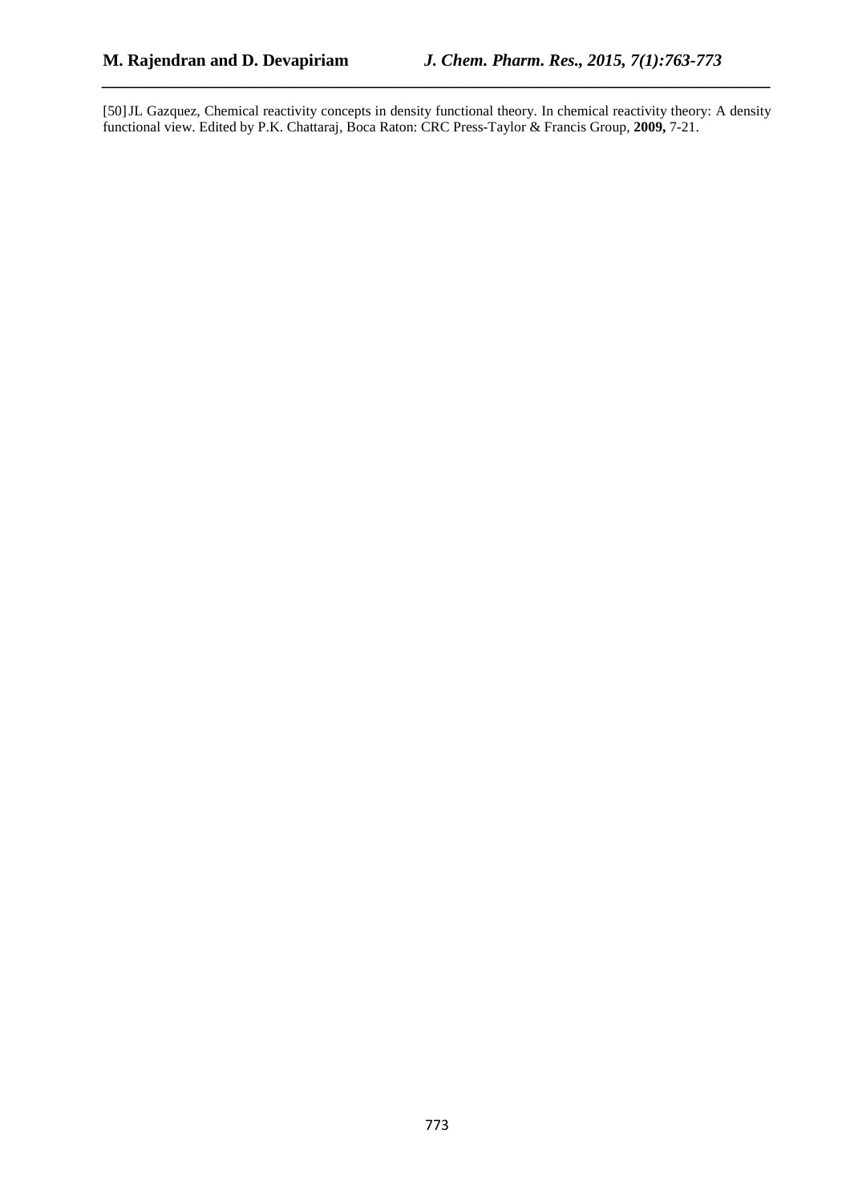[50] JL Gazquez, Chemical reactivity concepts in density functional theory. In chemical reactivity theory: A density functional view. Edited by P.K. Chattaraj, Boca Raton: CRC Press-Taylor & Francis Group, **2009,** 7-21.